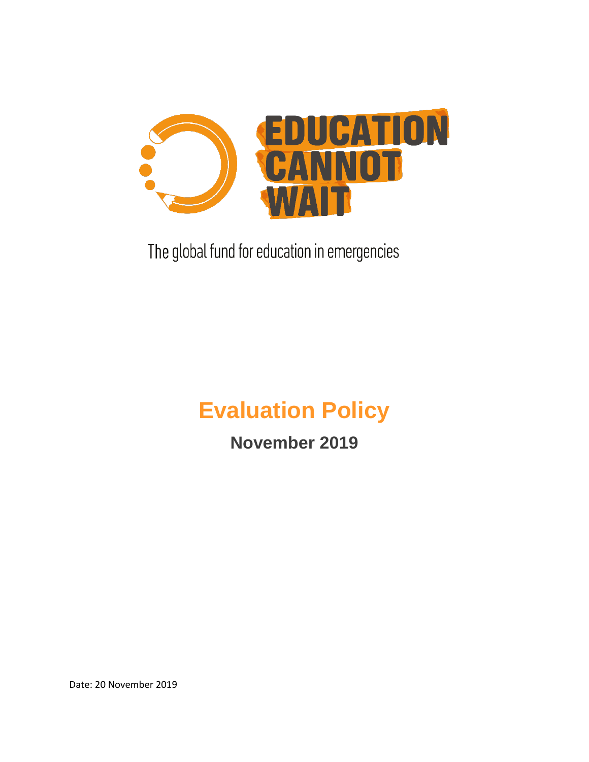EDUCATION CANNOT WAIT

The global fund for education in emergencies

# Evaluation Policy

## November 2019

Date: 20 November 2019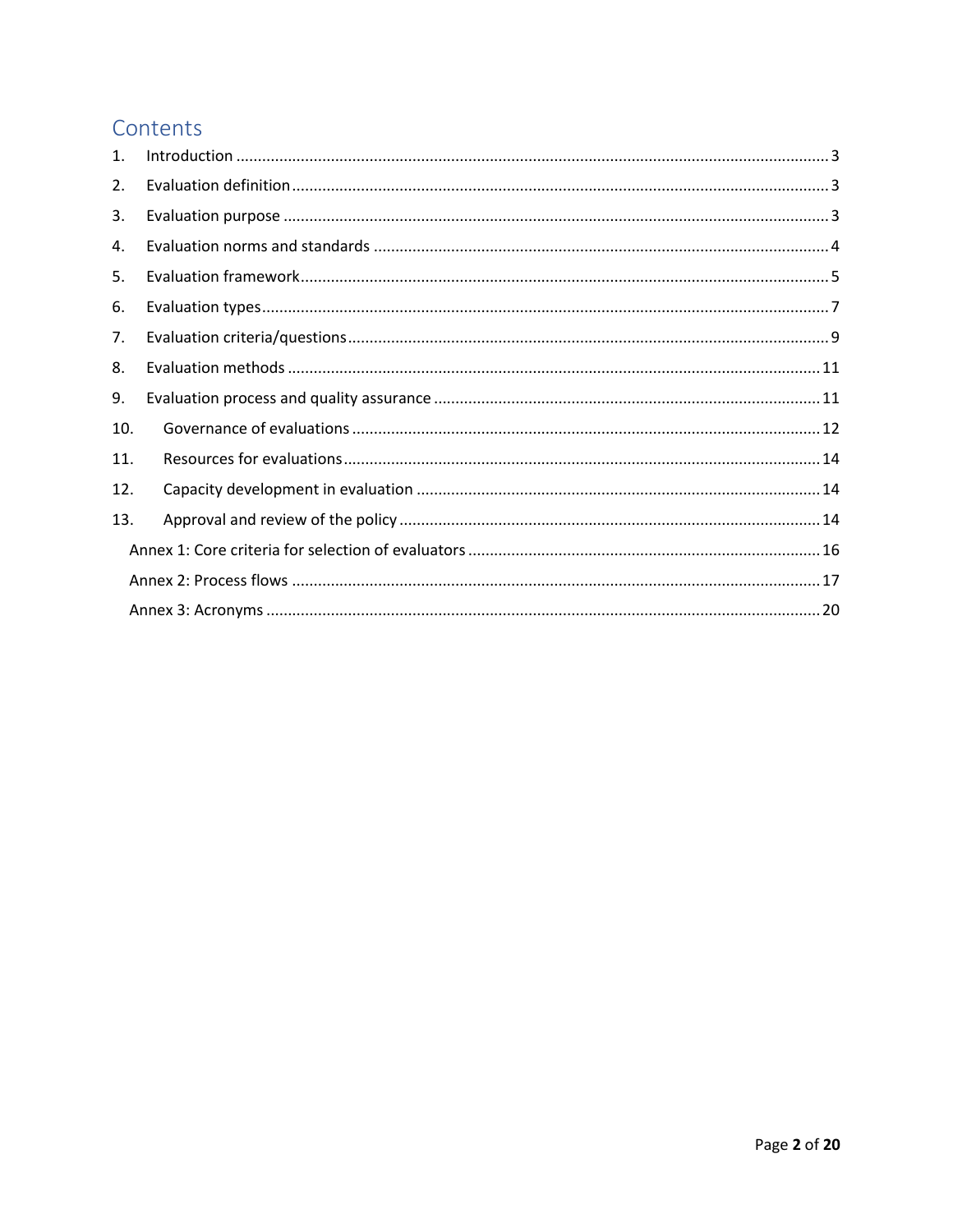# Contents

1. Introduction ........................................................................................................................................ 3
2. Evaluation definition ........................................................................................................................... 3
3. Evaluation purpose ............................................................................................................................. 3
4. Evaluation norms and standards ........................................................................................................ 4
5. Evaluation framework ......................................................................................................................... 5
6. Evaluation types .................................................................................................................................. 7
7. Evaluation criteria/questions ............................................................................................................... 9
8. Evaluation methods .......................................................................................................................... 11
9. Evaluation process and quality assurance ......................................................................................... 11
10. Governance of evaluations ............................................................................................................ 12
11. Resources for evaluations .............................................................................................................. 14
12. Capacity development in evaluation ............................................................................................. 14
13. Approval and review of the policy ................................................................................................. 14

Annex 1: Core criteria for selection of evaluators ................................................................................. 16

Annex 2: Process flows .......................................................................................................................... 17

Annex 3: Acronyms ............................................................................................................................... 20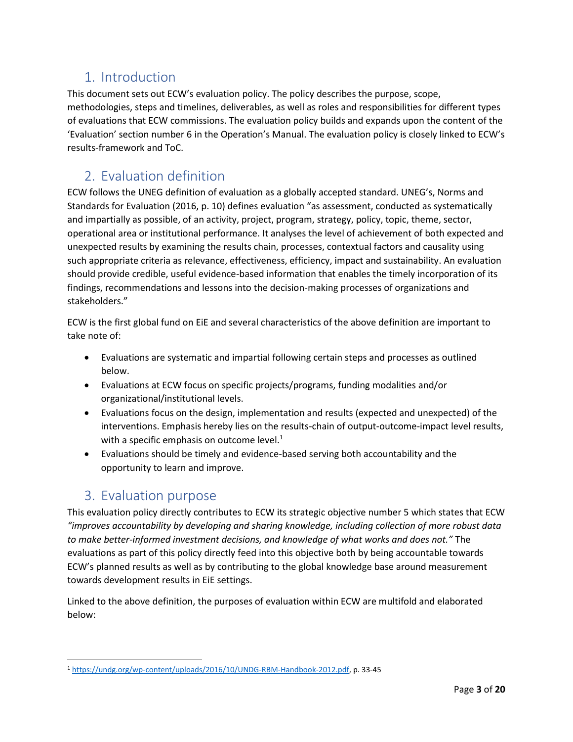## 1. Introduction

This document sets out ECW's evaluation policy. The policy describes the purpose, scope, methodologies, steps and timelines, deliverables, as well as roles and responsibilities for different types of evaluations that ECW commissions. The evaluation policy builds and expands upon the content of the 'Evaluation' section number 6 in the Operation's Manual. The evaluation policy is closely linked to ECW's results-framework and ToC.

## 2. Evaluation definition

ECW follows the UNEG definition of evaluation as a globally accepted standard. UNEG's, Norms and Standards for Evaluation (2016, p. 10) defines evaluation "as assessment, conducted as systematically and impartially as possible, of an activity, project, program, strategy, policy, topic, theme, sector, operational area or institutional performance. It analyses the level of achievement of both expected and unexpected results by examining the results chain, processes, contextual factors and causality using such appropriate criteria as relevance, effectiveness, efficiency, impact and sustainability. An evaluation should provide credible, useful evidence-based information that enables the timely incorporation of its findings, recommendations and lessons into the decision-making processes of organizations and stakeholders."

ECW is the first global fund on EiE and several characteristics of the above definition are important to take note of:

- Evaluations are systematic and impartial following certain steps and processes as outlined below.
- Evaluations at ECW focus on specific projects/programs, funding modalities and/or organizational/institutional levels.
- Evaluations focus on the design, implementation and results (expected and unexpected) of the interventions. Emphasis hereby lies on the results-chain of output-outcome-impact level results, with a specific emphasis on outcome level.[1]
- Evaluations should be timely and evidence-based serving both accountability and the opportunity to learn and improve.

## 3. Evaluation purpose

This evaluation policy directly contributes to ECW its strategic objective number 5 which states that ECW *"improves accountability by developing and sharing knowledge, including collection of more robust data to make better-informed investment decisions, and knowledge of what works and does not."* The evaluations as part of this policy directly feed into this objective both by being accountable towards ECW's planned results as well as by contributing to the global knowledge base around measurement towards development results in EiE settings.

Linked to the above definition, the purposes of evaluation within ECW are multifold and elaborated below:

---

[1] https://undg.org/wp-content/uploads/2016/10/UNDG-RBM-Handbook-2012.pdf, p. 33-45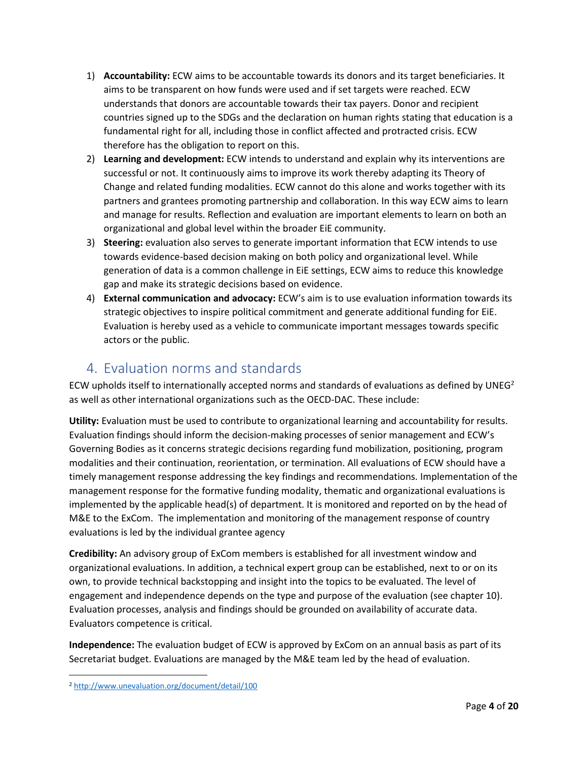1) **Accountability:** ECW aims to be accountable towards its donors and its target beneficiaries. It aims to be transparent on how funds were used and if set targets were reached. ECW understands that donors are accountable towards their tax payers. Donor and recipient countries signed up to the SDGs and the declaration on human rights stating that education is a fundamental right for all, including those in conflict affected and protracted crisis. ECW therefore has the obligation to report on this.
2) **Learning and development:** ECW intends to understand and explain why its interventions are successful or not. It continuously aims to improve its work thereby adapting its Theory of Change and related funding modalities. ECW cannot do this alone and works together with its partners and grantees promoting partnership and collaboration. In this way ECW aims to learn and manage for results. Reflection and evaluation are important elements to learn on both an organizational and global level within the broader EiE community.
3) **Steering:** evaluation also serves to generate important information that ECW intends to use towards evidence-based decision making on both policy and organizational level. While generation of data is a common challenge in EiE settings, ECW aims to reduce this knowledge gap and make its strategic decisions based on evidence.
4) **External communication and advocacy:** ECW's aim is to use evaluation information towards its strategic objectives to inspire political commitment and generate additional funding for EiE. Evaluation is hereby used as a vehicle to communicate important messages towards specific actors or the public.

## 4. Evaluation norms and standards

ECW upholds itself to internationally accepted norms and standards of evaluations as defined by UNEG[2] as well as other international organizations such as the OECD-DAC. These include:

**Utility:** Evaluation must be used to contribute to organizational learning and accountability for results. Evaluation findings should inform the decision-making processes of senior management and ECW's Governing Bodies as it concerns strategic decisions regarding fund mobilization, positioning, program modalities and their continuation, reorientation, or termination. All evaluations of ECW should have a timely management response addressing the key findings and recommendations. Implementation of the management response for the formative funding modality, thematic and organizational evaluations is implemented by the applicable head(s) of department. It is monitored and reported on by the head of M&E to the ExCom. The implementation and monitoring of the management response of country evaluations is led by the individual grantee agency

**Credibility:** An advisory group of ExCom members is established for all investment window and organizational evaluations. In addition, a technical expert group can be established, next to or on its own, to provide technical backstopping and insight into the topics to be evaluated. The level of engagement and independence depends on the type and purpose of the evaluation (see chapter 10). Evaluation processes, analysis and findings should be grounded on availability of accurate data. Evaluators competence is critical.

**Independence:** The evaluation budget of ECW is approved by ExCom on an annual basis as part of its Secretariat budget. Evaluations are managed by the M&E team led by the head of evaluation.

[2] http://www.unevaluation.org/document/detail/100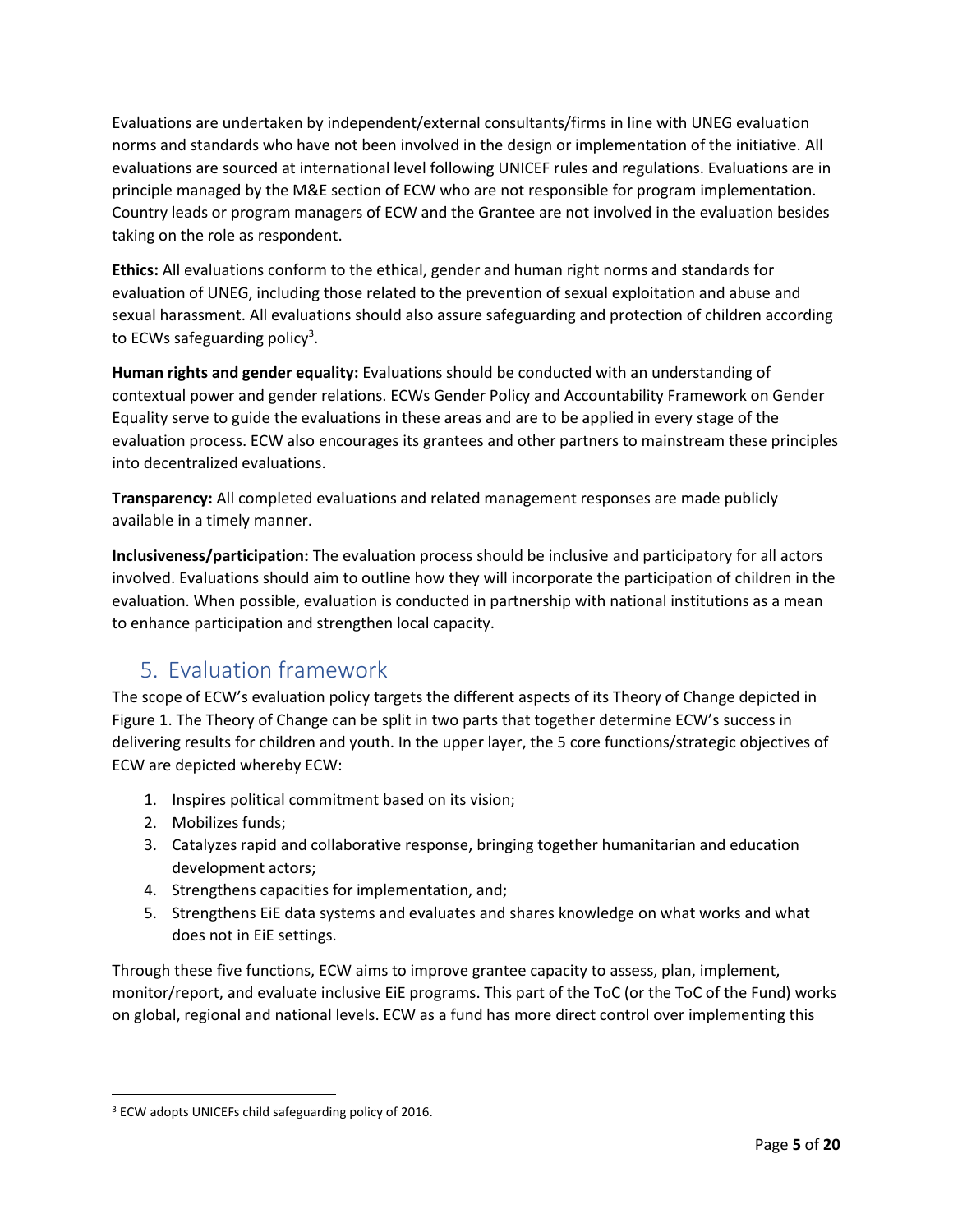Evaluations are undertaken by independent/external consultants/firms in line with UNEG evaluation norms and standards who have not been involved in the design or implementation of the initiative. All evaluations are sourced at international level following UNICEF rules and regulations. Evaluations are in principle managed by the M&E section of ECW who are not responsible for program implementation. Country leads or program managers of ECW and the Grantee are not involved in the evaluation besides taking on the role as respondent.

**Ethics:** All evaluations conform to the ethical, gender and human right norms and standards for evaluation of UNEG, including those related to the prevention of sexual exploitation and abuse and sexual harassment. All evaluations should also assure safeguarding and protection of children according to ECWs safeguarding policy[3].

**Human rights and gender equality:** Evaluations should be conducted with an understanding of contextual power and gender relations. ECWs Gender Policy and Accountability Framework on Gender Equality serve to guide the evaluations in these areas and are to be applied in every stage of the evaluation process. ECW also encourages its grantees and other partners to mainstream these principles into decentralized evaluations.

**Transparency:** All completed evaluations and related management responses are made publicly available in a timely manner.

**Inclusiveness/participation:** The evaluation process should be inclusive and participatory for all actors involved. Evaluations should aim to outline how they will incorporate the participation of children in the evaluation. When possible, evaluation is conducted in partnership with national institutions as a mean to enhance participation and strengthen local capacity.

## 5. Evaluation framework

The scope of ECW's evaluation policy targets the different aspects of its Theory of Change depicted in Figure 1. The Theory of Change can be split in two parts that together determine ECW's success in delivering results for children and youth. In the upper layer, the 5 core functions/strategic objectives of ECW are depicted whereby ECW:

1. Inspires political commitment based on its vision;
2. Mobilizes funds;
3. Catalyzes rapid and collaborative response, bringing together humanitarian and education development actors;
4. Strengthens capacities for implementation, and;
5. Strengthens EiE data systems and evaluates and shares knowledge on what works and what does not in EiE settings.

Through these five functions, ECW aims to improve grantee capacity to assess, plan, implement, monitor/report, and evaluate inclusive EiE programs. This part of the ToC (or the ToC of the Fund) works on global, regional and national levels. ECW as a fund has more direct control over implementing this

[3] ECW adopts UNICEFs child safeguarding policy of 2016.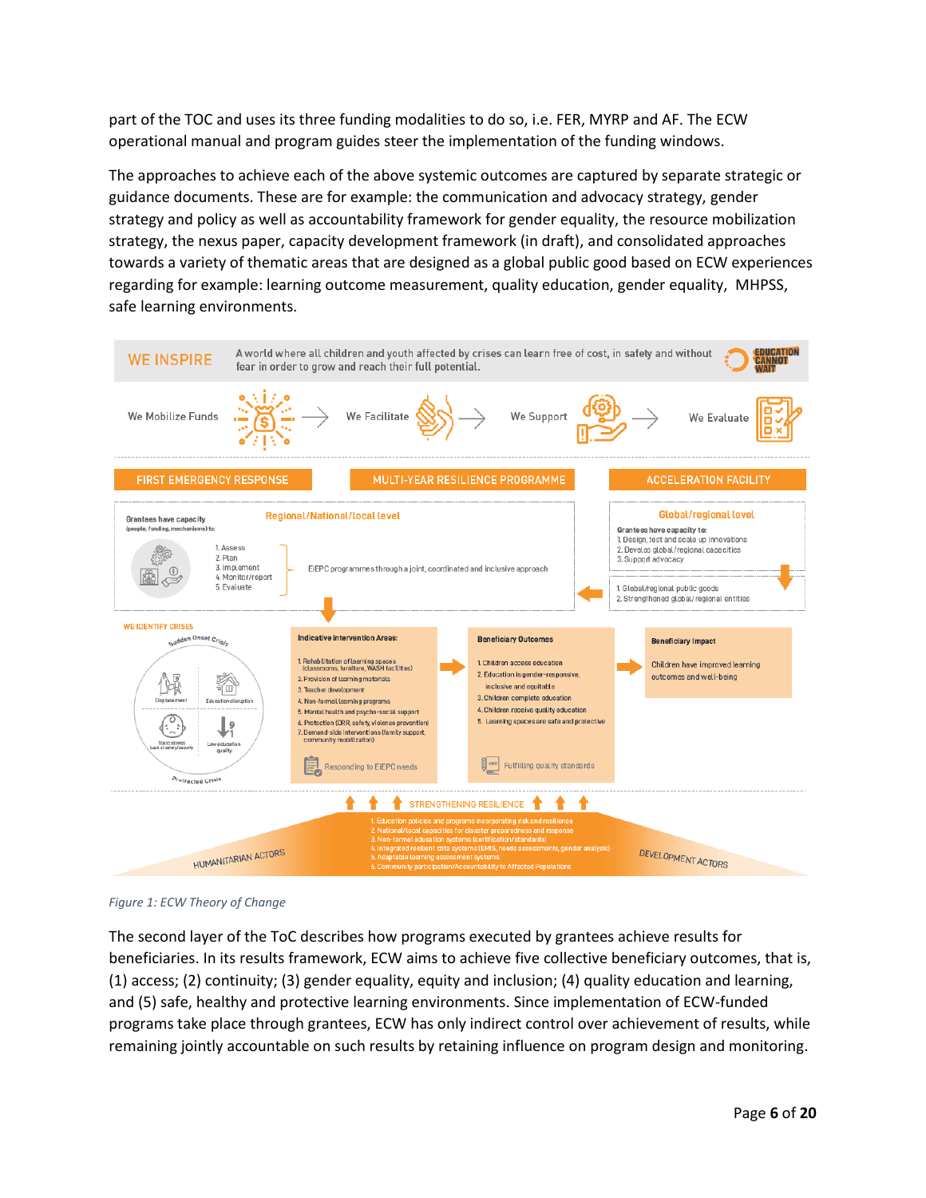part of the TOC and uses its three funding modalities to do so, i.e. FER, MYRP and AF. The ECW operational manual and program guides steer the implementation of the funding windows.

The approaches to achieve each of the above systemic outcomes are captured by separate strategic or guidance documents. These are for example: the communication and advocacy strategy, gender strategy and policy as well as accountability framework for gender equality, the resource mobilization strategy, the nexus paper, capacity development framework (in draft), and consolidated approaches towards a variety of thematic areas that are designed as a global public good based on ECW experiences regarding for example: learning outcome measurement, quality education, gender equality, MHPSS, safe learning environments.

**WE INSPIRE** — A world where all children and youth affected by crises can learn free of cost, in safety and without fear in order to grow and reach their **full** potential.

EDUCATION CANNOT WAIT

We Mobilize Funds → We Facilitate → We Support → We Evaluate

**FIRST EMERGENCY RESPONSE** | **MULTI-YEAR RESILIENCE PROGRAMME** | **ACCELERATION FACILITY**

**Regional/National/local level**

Grantees have capacity (people, funding, mechanisms) to:
1. Assess
2. Plan
3. Implement
4. Monitor/report
5. Evaluate

EiEPC programmes through a joint, coordinated and inclusive approach

**Global/regional level**

Grantees have capacity to:
1. Design, test and scale up innovations
2. Develop global/regional capacities
3. Support advocacy

1. Global/regional public goods
2. Strengthened global/regional entities

**WE IDENTIFY CRISES**

Sudden Onset Crisis / Protracted Crisis: Displacement; Education disruption; Toxic stress, Lack of safety/security; Low education quality

**Indicative intervention Areas:**
1. Rehabilitation of learning spaces (classrooms, furniture, WASH facilities)
2. Provision of learning materials
3. Teacher development
4. Non-formal learning programs
5. Mental health and psycho-social support
6. Protection (DRR, safety, violence prevention)
7. Demand-side interventions (family support, community mobilization)

Responding to EiEPC needs

**Beneficiary Outcomes**
1. Children access education
2. Education is gender-responsive, inclusive and equitable
3. Children complete education
4. Children receive quality education
5. Learning spaces are safe and protective

Fulfilling quality standards

**Beneficiary Impact**

Children have improved learning outcomes and well-being

STRENGTHENING RESILIENCE
1. Education policies and programs incorporating risk and resilience
2. National/local capacities for disaster preparedness and response
3. Non-formal education systems (certification/standards)
4. Integrated resilient data systems (EMIS, needs assessments, gender analysis)
5. Adaptable learning assessment systems
6. Community participation/Accountability to Affected Populations

HUMANITARIAN ACTORS — DEVELOPMENT ACTORS

*Figure 1: ECW Theory of Change*

The second layer of the ToC describes how programs executed by grantees achieve results for beneficiaries. In its results framework, ECW aims to achieve five collective beneficiary outcomes, that is, (1) access; (2) continuity; (3) gender equality, equity and inclusion; (4) quality education and learning, and (5) safe, healthy and protective learning environments. Since implementation of ECW-funded programs take place through grantees, ECW has only indirect control over achievement of results, while remaining jointly accountable on such results by retaining influence on program design and monitoring.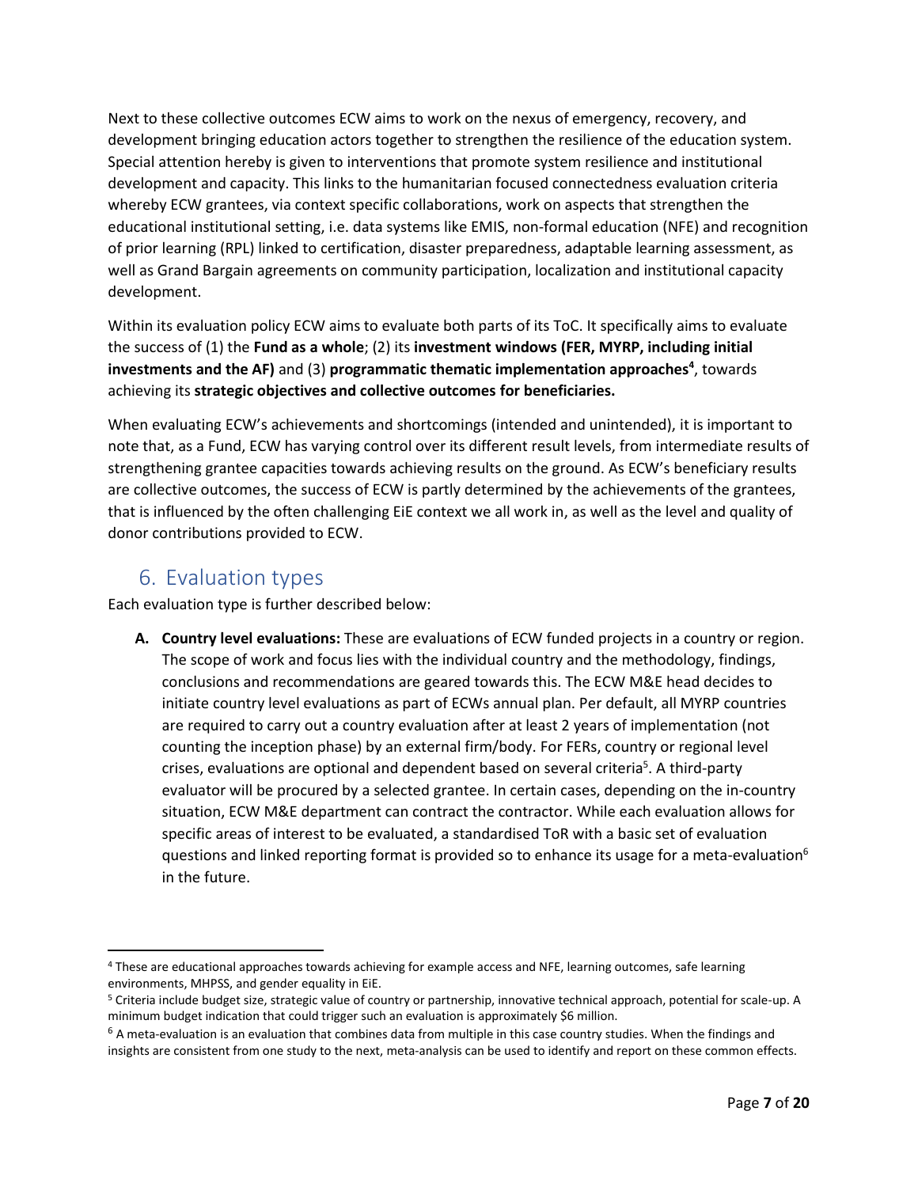Next to these collective outcomes ECW aims to work on the nexus of emergency, recovery, and development bringing education actors together to strengthen the resilience of the education system. Special attention hereby is given to interventions that promote system resilience and institutional development and capacity. This links to the humanitarian focused connectedness evaluation criteria whereby ECW grantees, via context specific collaborations, work on aspects that strengthen the educational institutional setting, i.e. data systems like EMIS, non-formal education (NFE) and recognition of prior learning (RPL) linked to certification, disaster preparedness, adaptable learning assessment, as well as Grand Bargain agreements on community participation, localization and institutional capacity development.

Within its evaluation policy ECW aims to evaluate both parts of its ToC. It specifically aims to evaluate the success of (1) the **Fund as a whole**; (2) its **investment windows (FER, MYRP, including initial investments and the AF)** and (3) **programmatic thematic implementation approaches**[4], towards achieving its **strategic objectives and collective outcomes for beneficiaries.**

When evaluating ECW's achievements and shortcomings (intended and unintended), it is important to note that, as a Fund, ECW has varying control over its different result levels, from intermediate results of strengthening grantee capacities towards achieving results on the ground. As ECW's beneficiary results are collective outcomes, the success of ECW is partly determined by the achievements of the grantees, that is influenced by the often challenging EiE context we all work in, as well as the level and quality of donor contributions provided to ECW.

## 6. Evaluation types

Each evaluation type is further described below:

A. **Country level evaluations:** These are evaluations of ECW funded projects in a country or region. The scope of work and focus lies with the individual country and the methodology, findings, conclusions and recommendations are geared towards this. The ECW M&E head decides to initiate country level evaluations as part of ECWs annual plan. Per default, all MYRP countries are required to carry out a country evaluation after at least 2 years of implementation (not counting the inception phase) by an external firm/body. For FERs, country or regional level crises, evaluations are optional and dependent based on several criteria[5]. A third-party evaluator will be procured by a selected grantee. In certain cases, depending on the in-country situation, ECW M&E department can contract the contractor. While each evaluation allows for specific areas of interest to be evaluated, a standardised ToR with a basic set of evaluation questions and linked reporting format is provided so to enhance its usage for a meta-evaluation[6] in the future.

---

[4] These are educational approaches towards achieving for example access and NFE, learning outcomes, safe learning environments, MHPSS, and gender equality in EiE.

[5] Criteria include budget size, strategic value of country or partnership, innovative technical approach, potential for scale-up. A minimum budget indication that could trigger such an evaluation is approximately $6 million.

[6] A meta-evaluation is an evaluation that combines data from multiple in this case country studies. When the findings and insights are consistent from one study to the next, meta-analysis can be used to identify and report on these common effects.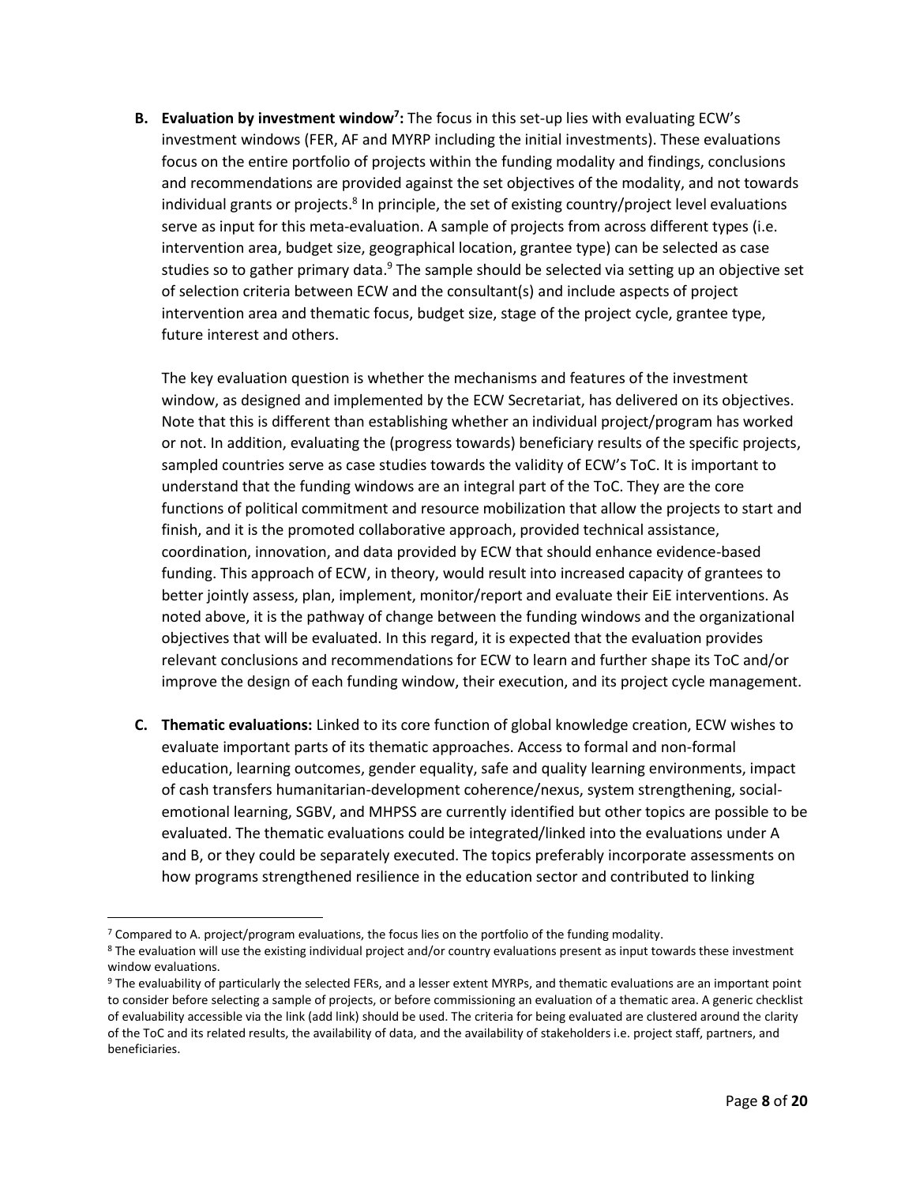**B. Evaluation by investment window[7]:** The focus in this set-up lies with evaluating ECW's investment windows (FER, AF and MYRP including the initial investments). These evaluations focus on the entire portfolio of projects within the funding modality and findings, conclusions and recommendations are provided against the set objectives of the modality, and not towards individual grants or projects.[8] In principle, the set of existing country/project level evaluations serve as input for this meta-evaluation. A sample of projects from across different types (i.e. intervention area, budget size, geographical location, grantee type) can be selected as case studies so to gather primary data.[9] The sample should be selected via setting up an objective set of selection criteria between ECW and the consultant(s) and include aspects of project intervention area and thematic focus, budget size, stage of the project cycle, grantee type, future interest and others.

The key evaluation question is whether the mechanisms and features of the investment window, as designed and implemented by the ECW Secretariat, has delivered on its objectives. Note that this is different than establishing whether an individual project/program has worked or not. In addition, evaluating the (progress towards) beneficiary results of the specific projects, sampled countries serve as case studies towards the validity of ECW's ToC. It is important to understand that the funding windows are an integral part of the ToC. They are the core functions of political commitment and resource mobilization that allow the projects to start and finish, and it is the promoted collaborative approach, provided technical assistance, coordination, innovation, and data provided by ECW that should enhance evidence-based funding. This approach of ECW, in theory, would result into increased capacity of grantees to better jointly assess, plan, implement, monitor/report and evaluate their EiE interventions. As noted above, it is the pathway of change between the funding windows and the organizational objectives that will be evaluated. In this regard, it is expected that the evaluation provides relevant conclusions and recommendations for ECW to learn and further shape its ToC and/or improve the design of each funding window, their execution, and its project cycle management.

**C. Thematic evaluations:** Linked to its core function of global knowledge creation, ECW wishes to evaluate important parts of its thematic approaches. Access to formal and non-formal education, learning outcomes, gender equality, safe and quality learning environments, impact of cash transfers humanitarian-development coherence/nexus, system strengthening, social-emotional learning, SGBV, and MHPSS are currently identified but other topics are possible to be evaluated. The thematic evaluations could be integrated/linked into the evaluations under A and B, or they could be separately executed. The topics preferably incorporate assessments on how programs strengthened resilience in the education sector and contributed to linking

---

[7] Compared to A. project/program evaluations, the focus lies on the portfolio of the funding modality.

[8] The evaluation will use the existing individual project and/or country evaluations present as input towards these investment window evaluations.

[9] The evaluability of particularly the selected FERs, and a lesser extent MYRPs, and thematic evaluations are an important point to consider before selecting a sample of projects, or before commissioning an evaluation of a thematic area. A generic checklist of evaluability accessible via the link (add link) should be used. The criteria for being evaluated are clustered around the clarity of the ToC and its related results, the availability of data, and the availability of stakeholders i.e. project staff, partners, and beneficiaries.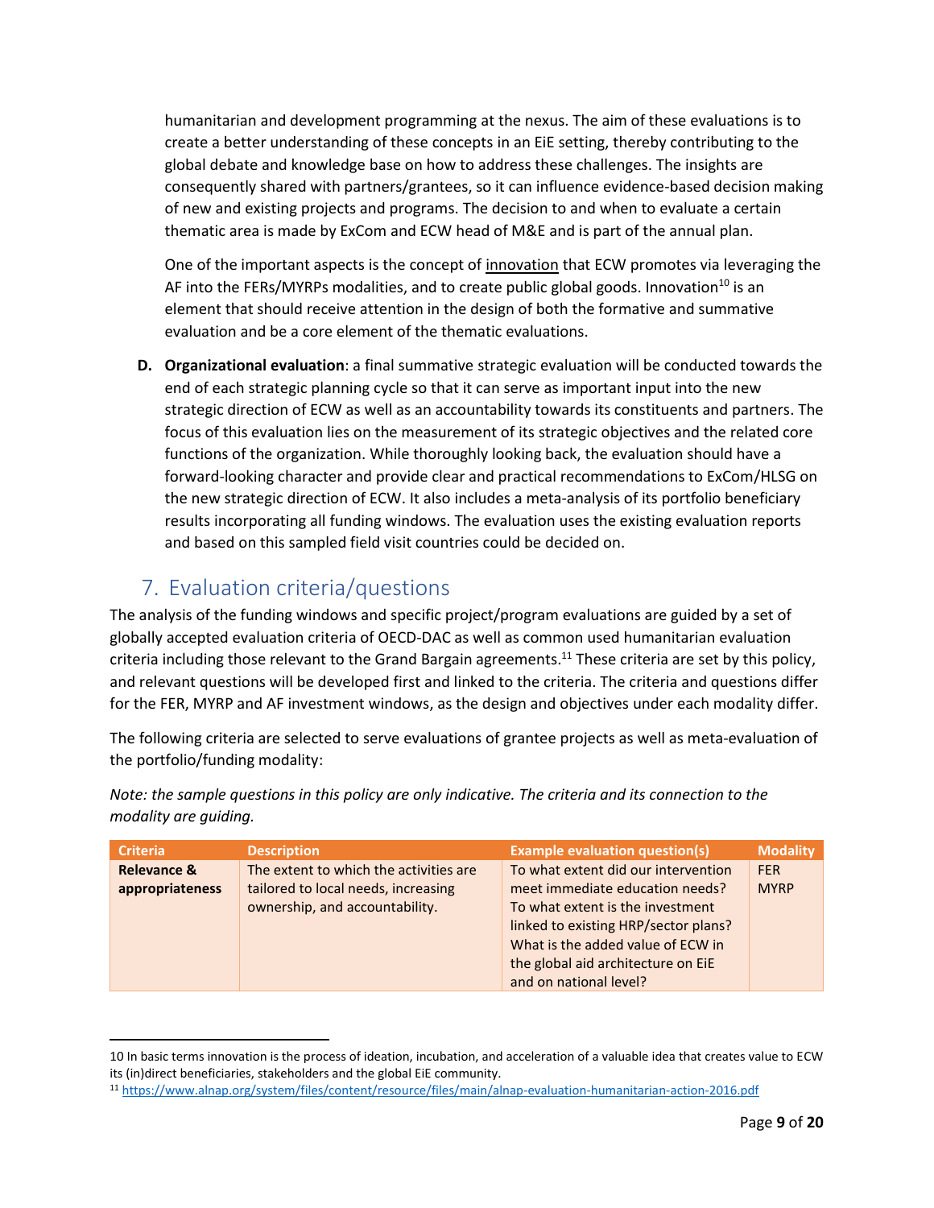humanitarian and development programming at the nexus. The aim of these evaluations is to create a better understanding of these concepts in an EiE setting, thereby contributing to the global debate and knowledge base on how to address these challenges. The insights are consequently shared with partners/grantees, so it can influence evidence-based decision making of new and existing projects and programs. The decision to and when to evaluate a certain thematic area is made by ExCom and ECW head of M&E and is part of the annual plan.

One of the important aspects is the concept of innovation that ECW promotes via leveraging the AF into the FERs/MYRPs modalities, and to create public global goods. Innovation[10] is an element that should receive attention in the design of both the formative and summative evaluation and be a core element of the thematic evaluations.

**D. Organizational evaluation**: a final summative strategic evaluation will be conducted towards the end of each strategic planning cycle so that it can serve as important input into the new strategic direction of ECW as well as an accountability towards its constituents and partners. The focus of this evaluation lies on the measurement of its strategic objectives and the related core functions of the organization. While thoroughly looking back, the evaluation should have a forward-looking character and provide clear and practical recommendations to ExCom/HLSG on the new strategic direction of ECW. It also includes a meta-analysis of its portfolio beneficiary results incorporating all funding windows. The evaluation uses the existing evaluation reports and based on this sampled field visit countries could be decided on.

## 7. Evaluation criteria/questions

The analysis of the funding windows and specific project/program evaluations are guided by a set of globally accepted evaluation criteria of OECD-DAC as well as common used humanitarian evaluation criteria including those relevant to the Grand Bargain agreements.[11] These criteria are set by this policy, and relevant questions will be developed first and linked to the criteria. The criteria and questions differ for the FER, MYRP and AF investment windows, as the design and objectives under each modality differ.

The following criteria are selected to serve evaluations of grantee projects as well as meta-evaluation of the portfolio/funding modality:

*Note: the sample questions in this policy are only indicative. The criteria and its connection to the modality are guiding.*

| Criteria | Description | Example evaluation question(s) | Modality |
|---|---|---|---|
| **Relevance & appropriateness** | The extent to which the activities are tailored to local needs, increasing ownership, and accountability. | To what extent did our intervention meet immediate education needs? To what extent is the investment linked to existing HRP/sector plans? What is the added value of ECW in the global aid architecture on EiE and on national level? | FER MYRP |

10 In basic terms innovation is the process of ideation, incubation, and acceleration of a valuable idea that creates value to ECW its (in)direct beneficiaries, stakeholders and the global EiE community.

11 https://www.alnap.org/system/files/content/resource/files/main/alnap-evaluation-humanitarian-action-2016.pdf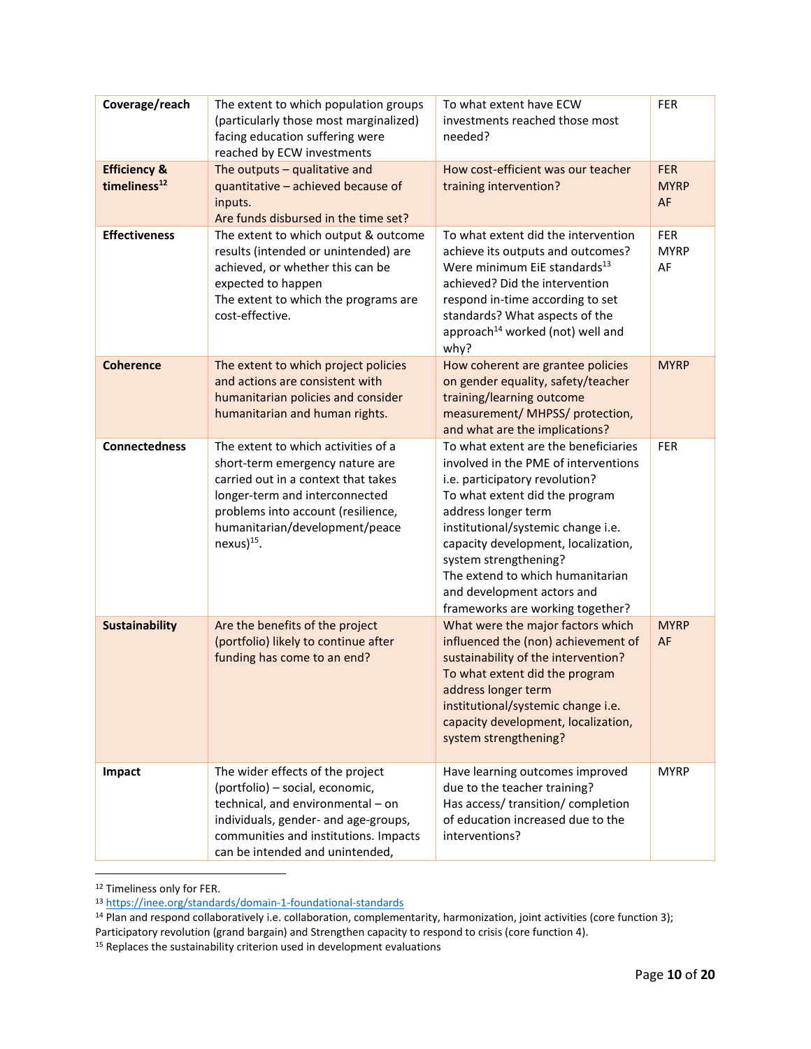| **Coverage/reach** | The extent to which population groups (particularly those most marginalized) facing education suffering were reached by ECW investments | To what extent have ECW investments reached those most needed? | FER |
|---|---|---|---|
| **Efficiency & timeliness**[12] | The outputs – qualitative and quantitative – achieved because of inputs.<br>Are funds disbursed in the time set? | How cost-efficient was our teacher training intervention? | FER<br>MYRP<br>AF |
| **Effectiveness** | The extent to which output & outcome results (intended or unintended) are achieved, or whether this can be expected to happen<br>The extent to which the programs are cost-effective. | To what extent did the intervention achieve its outputs and outcomes? Were minimum EiE standards[13] achieved? Did the intervention respond in-time according to set standards? What aspects of the approach[14] worked (not) well and why? | FER<br>MYRP<br>AF |
| **Coherence** | The extent to which project policies and actions are consistent with humanitarian policies and consider humanitarian and human rights. | How coherent are grantee policies on gender equality, safety/teacher training/learning outcome measurement/ MHPSS/ protection, and what are the implications? | MYRP |
| **Connectedness** | The extent to which activities of a short-term emergency nature are carried out in a context that takes longer-term and interconnected problems into account (resilience, humanitarian/development/peace nexus)[15]. | To what extent are the beneficiaries involved in the PME of interventions i.e. participatory revolution?<br>To what extent did the program address longer term institutional/systemic change i.e. capacity development, localization, system strengthening?<br>The extend to which humanitarian and development actors and frameworks are working together? | FER |
| **Sustainability** | Are the benefits of the project (portfolio) likely to continue after funding has come to an end? | What were the major factors which influenced the (non) achievement of sustainability of the intervention?<br>To what extent did the program address longer term institutional/systemic change i.e. capacity development, localization, system strengthening? | MYRP<br>AF |
| **Impact** | The wider effects of the project (portfolio) – social, economic, technical, and environmental – on individuals, gender- and age-groups, communities and institutions. Impacts can be intended and unintended, | Have learning outcomes improved due to the teacher training?<br>Has access/ transition/ completion of education increased due to the interventions? | MYRP |

[12] Timeliness only for FER.

[13] https://inee.org/standards/domain-1-foundational-standards

[14] Plan and respond collaboratively i.e. collaboration, complementarity, harmonization, joint activities (core function 3); Participatory revolution (grand bargain) and Strengthen capacity to respond to crisis (core function 4).

[15] Replaces the sustainability criterion used in development evaluations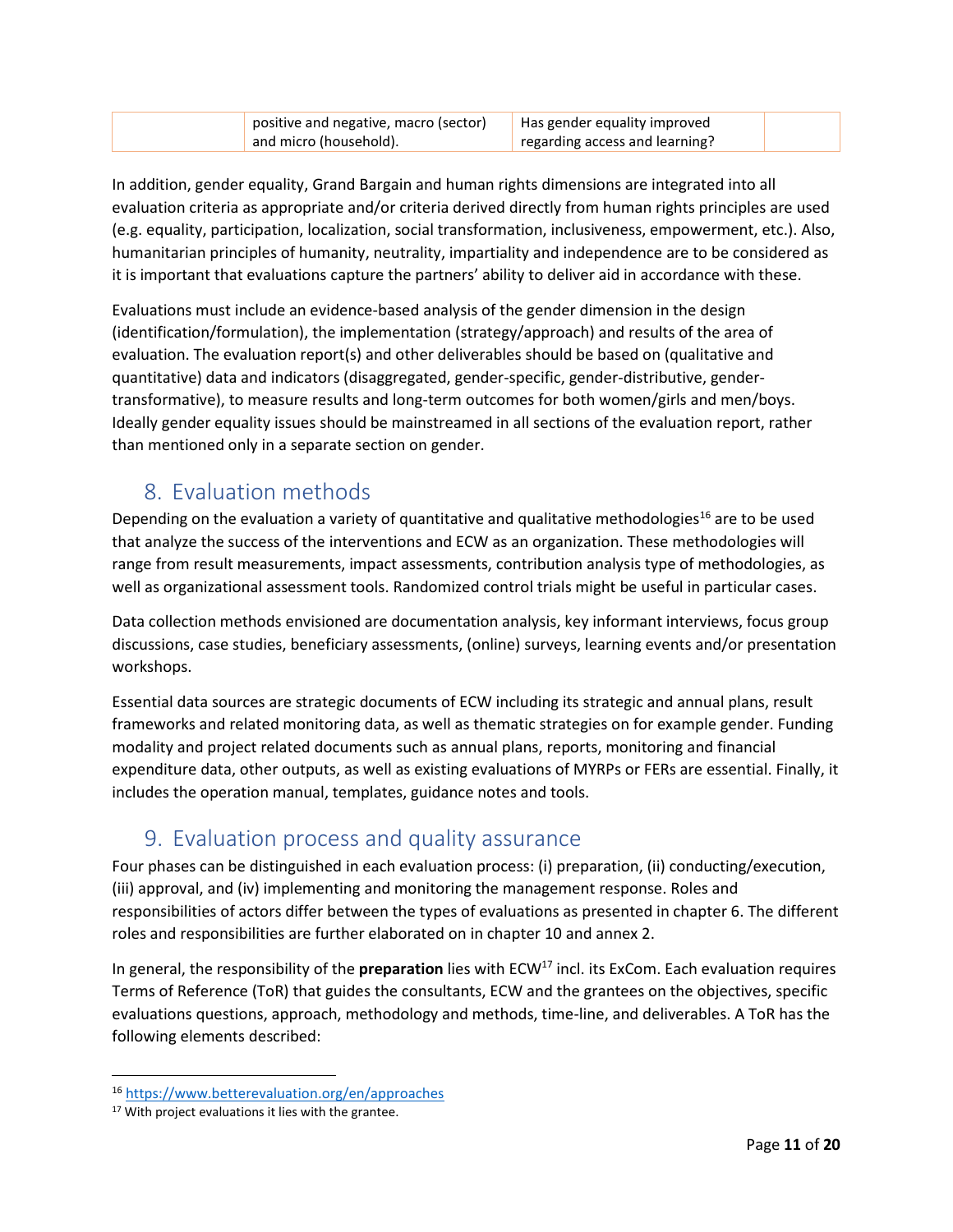|  | positive and negative, macro (sector) and micro (household). | Has gender equality improved regarding access and learning? |  |
|---|---|---|---|

In addition, gender equality, Grand Bargain and human rights dimensions are integrated into all evaluation criteria as appropriate and/or criteria derived directly from human rights principles are used (e.g. equality, participation, localization, social transformation, inclusiveness, empowerment, etc.). Also, humanitarian principles of humanity, neutrality, impartiality and independence are to be considered as it is important that evaluations capture the partners' ability to deliver aid in accordance with these.

Evaluations must include an evidence-based analysis of the gender dimension in the design (identification/formulation), the implementation (strategy/approach) and results of the area of evaluation. The evaluation report(s) and other deliverables should be based on (qualitative and quantitative) data and indicators (disaggregated, gender-specific, gender-distributive, gender-transformative), to measure results and long-term outcomes for both women/girls and men/boys. Ideally gender equality issues should be mainstreamed in all sections of the evaluation report, rather than mentioned only in a separate section on gender.

## 8. Evaluation methods

Depending on the evaluation a variety of quantitative and qualitative methodologies[16] are to be used that analyze the success of the interventions and ECW as an organization. These methodologies will range from result measurements, impact assessments, contribution analysis type of methodologies, as well as organizational assessment tools. Randomized control trials might be useful in particular cases.

Data collection methods envisioned are documentation analysis, key informant interviews, focus group discussions, case studies, beneficiary assessments, (online) surveys, learning events and/or presentation workshops.

Essential data sources are strategic documents of ECW including its strategic and annual plans, result frameworks and related monitoring data, as well as thematic strategies on for example gender. Funding modality and project related documents such as annual plans, reports, monitoring and financial expenditure data, other outputs, as well as existing evaluations of MYRPs or FERs are essential. Finally, it includes the operation manual, templates, guidance notes and tools.

## 9. Evaluation process and quality assurance

Four phases can be distinguished in each evaluation process: (i) preparation, (ii) conducting/execution, (iii) approval, and (iv) implementing and monitoring the management response. Roles and responsibilities of actors differ between the types of evaluations as presented in chapter 6. The different roles and responsibilities are further elaborated on in chapter 10 and annex 2.

In general, the responsibility of the **preparation** lies with ECW[17] incl. its ExCom. Each evaluation requires Terms of Reference (ToR) that guides the consultants, ECW and the grantees on the objectives, specific evaluations questions, approach, methodology and methods, time-line, and deliverables. A ToR has the following elements described:

---

[16] https://www.betterevaluation.org/en/approaches

[17] With project evaluations it lies with the grantee.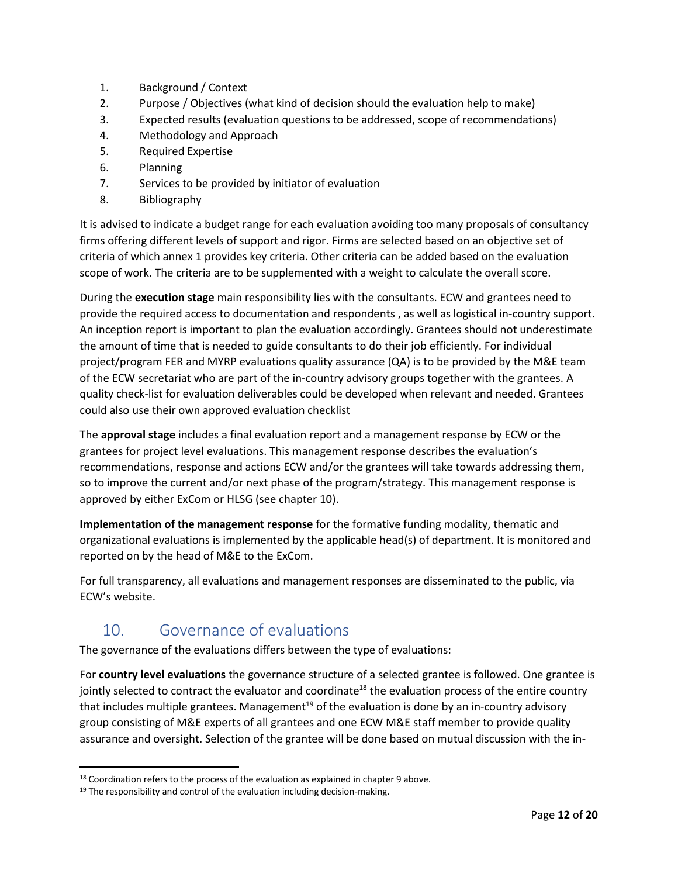1. Background / Context
2. Purpose / Objectives (what kind of decision should the evaluation help to make)
3. Expected results (evaluation questions to be addressed, scope of recommendations)
4. Methodology and Approach
5. Required Expertise
6. Planning
7. Services to be provided by initiator of evaluation
8. Bibliography

It is advised to indicate a budget range for each evaluation avoiding too many proposals of consultancy firms offering different levels of support and rigor. Firms are selected based on an objective set of criteria of which annex 1 provides key criteria. Other criteria can be added based on the evaluation scope of work. The criteria are to be supplemented with a weight to calculate the overall score.

During the **execution stage** main responsibility lies with the consultants. ECW and grantees need to provide the required access to documentation and respondents , as well as logistical in-country support. An inception report is important to plan the evaluation accordingly. Grantees should not underestimate the amount of time that is needed to guide consultants to do their job efficiently. For individual project/program FER and MYRP evaluations quality assurance (QA) is to be provided by the M&E team of the ECW secretariat who are part of the in-country advisory groups together with the grantees. A quality check-list for evaluation deliverables could be developed when relevant and needed. Grantees could also use their own approved evaluation checklist

The **approval stage** includes a final evaluation report and a management response by ECW or the grantees for project level evaluations. This management response describes the evaluation's recommendations, response and actions ECW and/or the grantees will take towards addressing them, so to improve the current and/or next phase of the program/strategy. This management response is approved by either ExCom or HLSG (see chapter 10).

**Implementation of the management response** for the formative funding modality, thematic and organizational evaluations is implemented by the applicable head(s) of department. It is monitored and reported on by the head of M&E to the ExCom.

For full transparency, all evaluations and management responses are disseminated to the public, via ECW's website.

## 10. Governance of evaluations

The governance of the evaluations differs between the type of evaluations:

For **country level evaluations** the governance structure of a selected grantee is followed. One grantee is jointly selected to contract the evaluator and coordinate[18] the evaluation process of the entire country that includes multiple grantees. Management[19] of the evaluation is done by an in-country advisory group consisting of M&E experts of all grantees and one ECW M&E staff member to provide quality assurance and oversight. Selection of the grantee will be done based on mutual discussion with the in-

[18] Coordination refers to the process of the evaluation as explained in chapter 9 above.

[19] The responsibility and control of the evaluation including decision-making.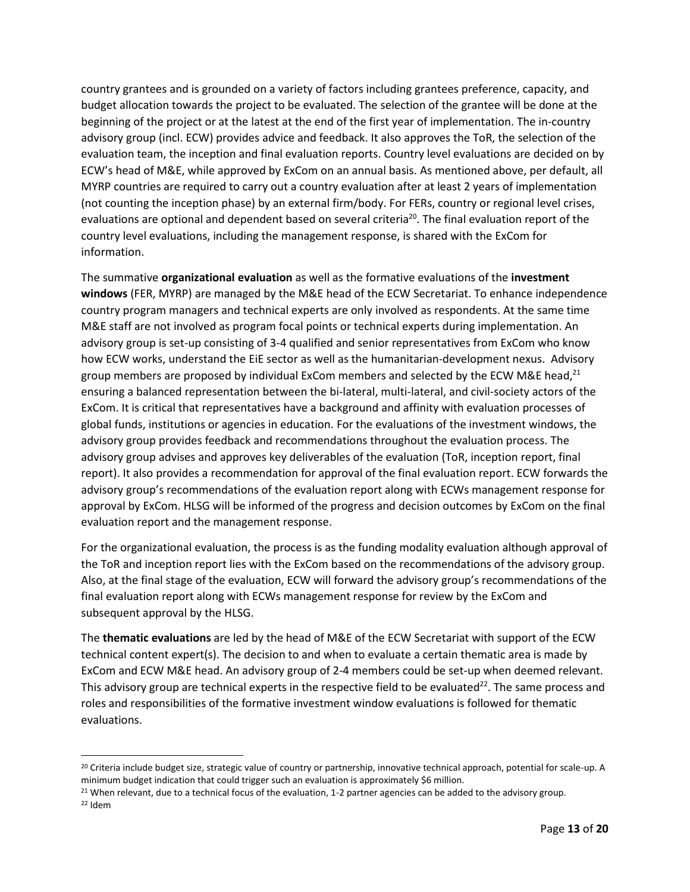country grantees and is grounded on a variety of factors including grantees preference, capacity, and budget allocation towards the project to be evaluated. The selection of the grantee will be done at the beginning of the project or at the latest at the end of the first year of implementation. The in-country advisory group (incl. ECW) provides advice and feedback. It also approves the ToR, the selection of the evaluation team, the inception and final evaluation reports. Country level evaluations are decided on by ECW's head of M&E, while approved by ExCom on an annual basis. As mentioned above, per default, all MYRP countries are required to carry out a country evaluation after at least 2 years of implementation (not counting the inception phase) by an external firm/body. For FERs, country or regional level crises, evaluations are optional and dependent based on several criteria[20]. The final evaluation report of the country level evaluations, including the management response, is shared with the ExCom for information.

The summative **organizational evaluation** as well as the formative evaluations of the **investment windows** (FER, MYRP) are managed by the M&E head of the ECW Secretariat. To enhance independence country program managers and technical experts are only involved as respondents. At the same time M&E staff are not involved as program focal points or technical experts during implementation. An advisory group is set-up consisting of 3-4 qualified and senior representatives from ExCom who know how ECW works, understand the EiE sector as well as the humanitarian-development nexus. Advisory group members are proposed by individual ExCom members and selected by the ECW M&E head,[21] ensuring a balanced representation between the bi-lateral, multi-lateral, and civil-society actors of the ExCom. It is critical that representatives have a background and affinity with evaluation processes of global funds, institutions or agencies in education. For the evaluations of the investment windows, the advisory group provides feedback and recommendations throughout the evaluation process. The advisory group advises and approves key deliverables of the evaluation (ToR, inception report, final report). It also provides a recommendation for approval of the final evaluation report. ECW forwards the advisory group's recommendations of the evaluation report along with ECWs management response for approval by ExCom. HLSG will be informed of the progress and decision outcomes by ExCom on the final evaluation report and the management response.

For the organizational evaluation, the process is as the funding modality evaluation although approval of the ToR and inception report lies with the ExCom based on the recommendations of the advisory group. Also, at the final stage of the evaluation, ECW will forward the advisory group's recommendations of the final evaluation report along with ECWs management response for review by the ExCom and subsequent approval by the HLSG.

The **thematic evaluations** are led by the head of M&E of the ECW Secretariat with support of the ECW technical content expert(s). The decision to and when to evaluate a certain thematic area is made by ExCom and ECW M&E head. An advisory group of 2-4 members could be set-up when deemed relevant. This advisory group are technical experts in the respective field to be evaluated[22]. The same process and roles and responsibilities of the formative investment window evaluations is followed for thematic evaluations.

---

[20] Criteria include budget size, strategic value of country or partnership, innovative technical approach, potential for scale-up. A minimum budget indication that could trigger such an evaluation is approximately $6 million.

[21] When relevant, due to a technical focus of the evaluation, 1-2 partner agencies can be added to the advisory group.

[22] Idem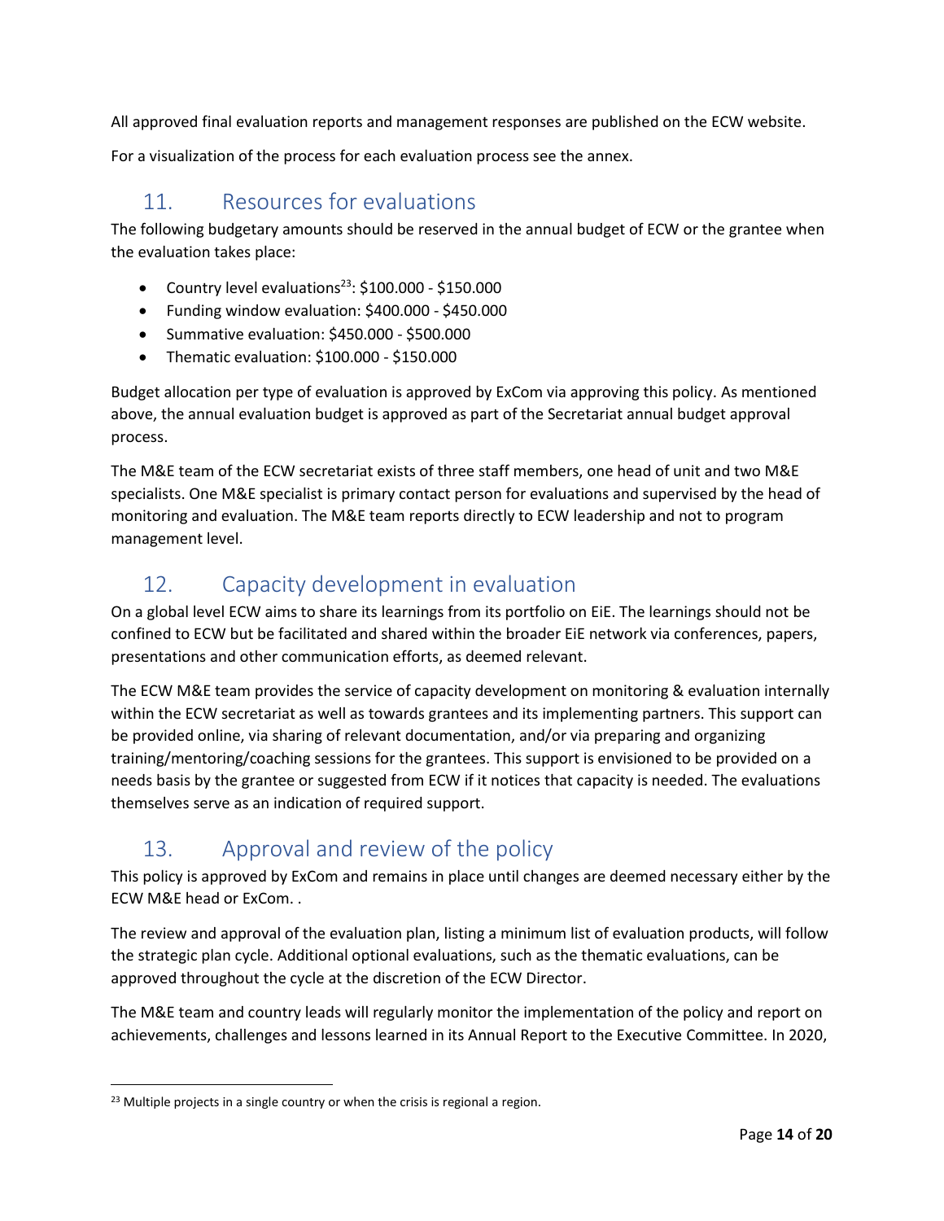All approved final evaluation reports and management responses are published on the ECW website.

For a visualization of the process for each evaluation process see the annex.

## 11. Resources for evaluations

The following budgetary amounts should be reserved in the annual budget of ECW or the grantee when the evaluation takes place:

- Country level evaluations[23]: $100.000 - $150.000
- Funding window evaluation: $400.000 - $450.000
- Summative evaluation: $450.000 - $500.000
- Thematic evaluation: $100.000 - $150.000

Budget allocation per type of evaluation is approved by ExCom via approving this policy. As mentioned above, the annual evaluation budget is approved as part of the Secretariat annual budget approval process.

The M&E team of the ECW secretariat exists of three staff members, one head of unit and two M&E specialists. One M&E specialist is primary contact person for evaluations and supervised by the head of monitoring and evaluation. The M&E team reports directly to ECW leadership and not to program management level.

## 12. Capacity development in evaluation

On a global level ECW aims to share its learnings from its portfolio on EiE. The learnings should not be confined to ECW but be facilitated and shared within the broader EiE network via conferences, papers, presentations and other communication efforts, as deemed relevant.

The ECW M&E team provides the service of capacity development on monitoring & evaluation internally within the ECW secretariat as well as towards grantees and its implementing partners. This support can be provided online, via sharing of relevant documentation, and/or via preparing and organizing training/mentoring/coaching sessions for the grantees. This support is envisioned to be provided on a needs basis by the grantee or suggested from ECW if it notices that capacity is needed. The evaluations themselves serve as an indication of required support.

## 13. Approval and review of the policy

This policy is approved by ExCom and remains in place until changes are deemed necessary either by the ECW M&E head or ExCom. .

The review and approval of the evaluation plan, listing a minimum list of evaluation products, will follow the strategic plan cycle. Additional optional evaluations, such as the thematic evaluations, can be approved throughout the cycle at the discretion of the ECW Director.

The M&E team and country leads will regularly monitor the implementation of the policy and report on achievements, challenges and lessons learned in its Annual Report to the Executive Committee. In 2020,

---

[23] Multiple projects in a single country or when the crisis is regional a region.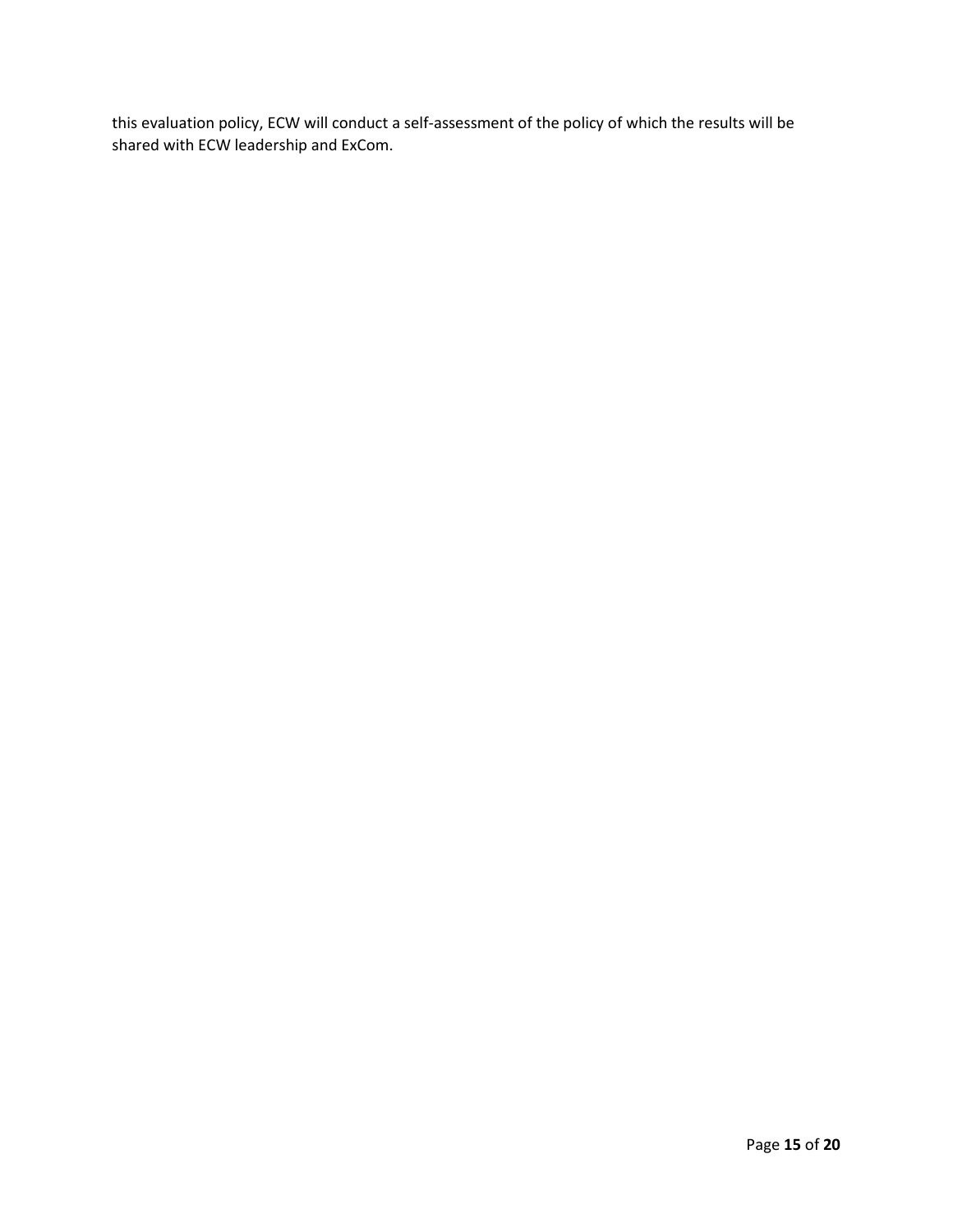this evaluation policy, ECW will conduct a self-assessment of the policy of which the results will be shared with ECW leadership and ExCom.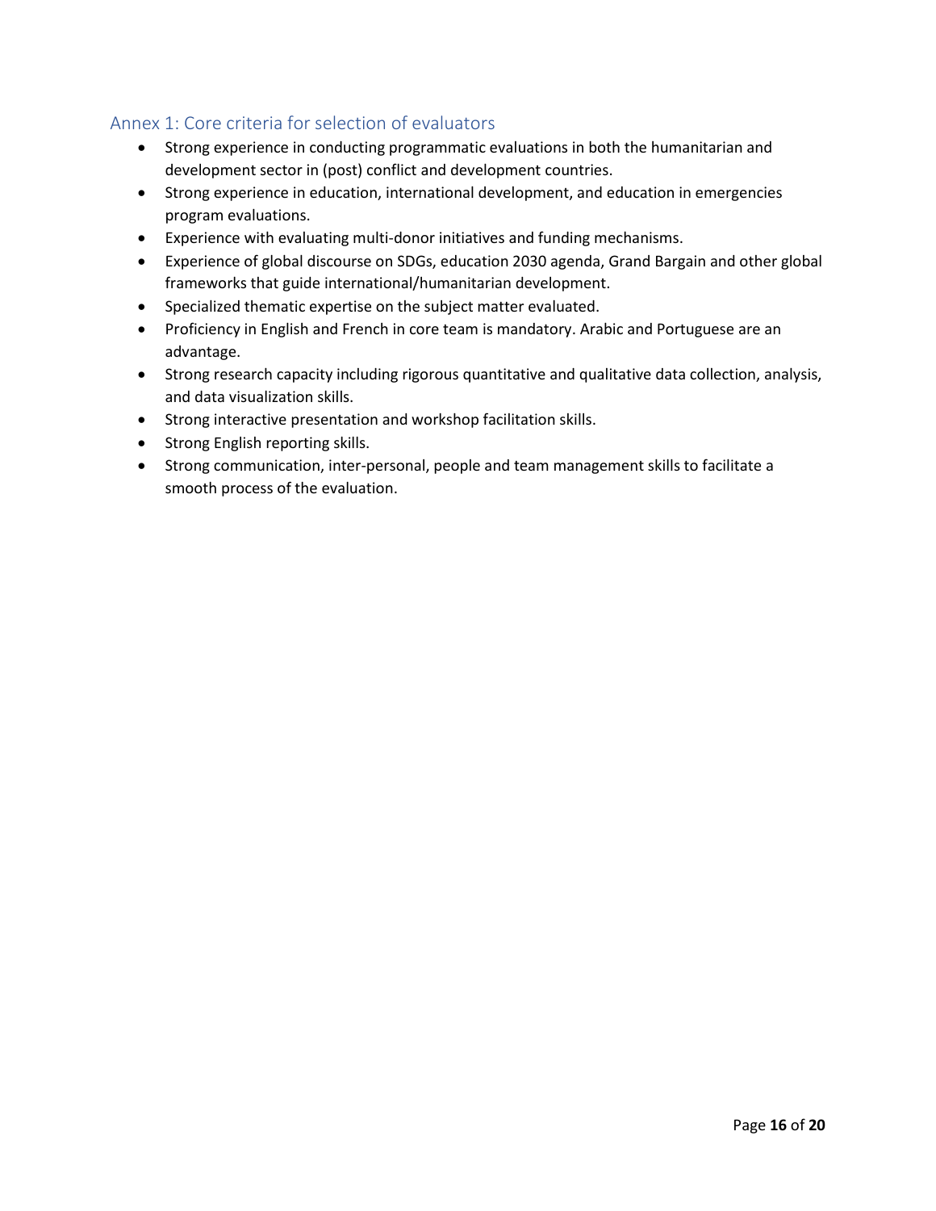## Annex 1: Core criteria for selection of evaluators

- Strong experience in conducting programmatic evaluations in both the humanitarian and development sector in (post) conflict and development countries.
- Strong experience in education, international development, and education in emergencies program evaluations.
- Experience with evaluating multi-donor initiatives and funding mechanisms.
- Experience of global discourse on SDGs, education 2030 agenda, Grand Bargain and other global frameworks that guide international/humanitarian development.
- Specialized thematic expertise on the subject matter evaluated.
- Proficiency in English and French in core team is mandatory. Arabic and Portuguese are an advantage.
- Strong research capacity including rigorous quantitative and qualitative data collection, analysis, and data visualization skills.
- Strong interactive presentation and workshop facilitation skills.
- Strong English reporting skills.
- Strong communication, inter-personal, people and team management skills to facilitate a smooth process of the evaluation.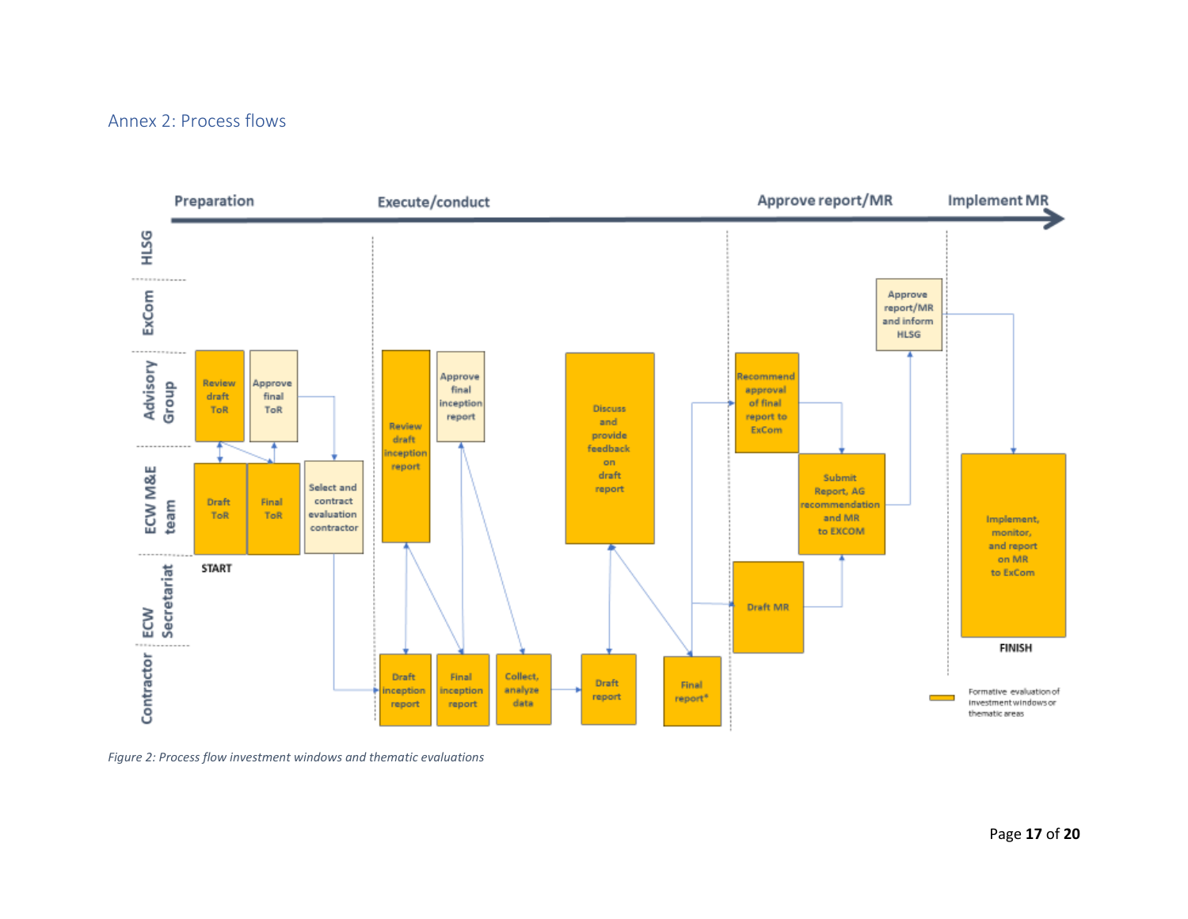## Annex 2: Process flows

*Figure 2: Process flow investment windows and thematic evaluations*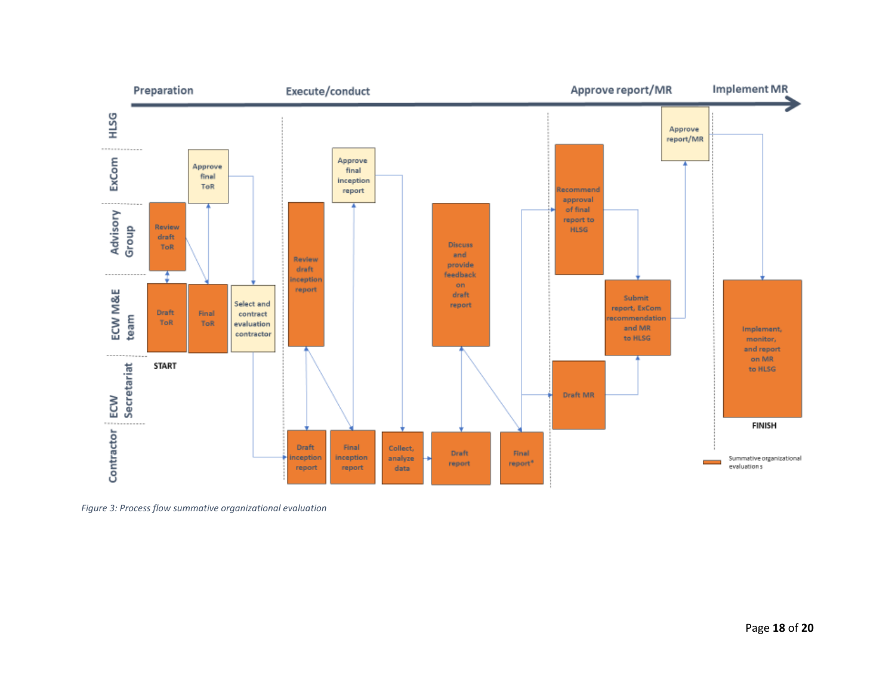Preparation | Execute/conduct | Approve report/MR | Implement MR

HLSG | ExCom | Advisory Group | ECW M&E team | ECW Secretariat | Contractor

START

Draft ToR → Review draft ToR → Final ToR → Approve final ToR → Select and contract evaluation contractor → Draft inception report → Review draft inception report → Final inception report → Approve final inception report → Collect, analyze data → Draft report → Discuss and provide feedback on draft report → Final report* → Recommend approval of final report to HLSG / Draft MR → Submit report, ExCom recommendation and MR to HLSG → Approve report/MR → Implement, monitor, and report on MR to HLSG

FINISH

Summative organizational evaluations

*Figure 3: Process flow summative organizational evaluation*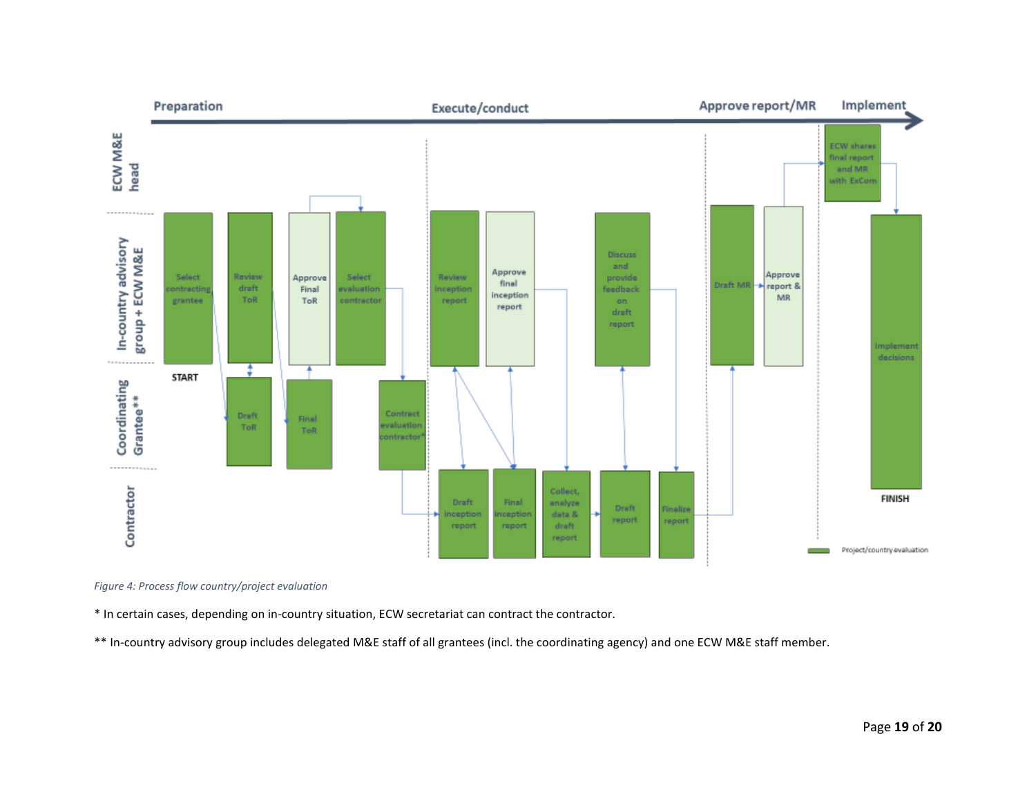*Figure 4: Process flow country/project evaluation*

\* In certain cases, depending on in-country situation, ECW secretariat can contract the contractor.

\*\* In-country advisory group includes delegated M&E staff of all grantees (incl. the coordinating agency) and one ECW M&E staff member.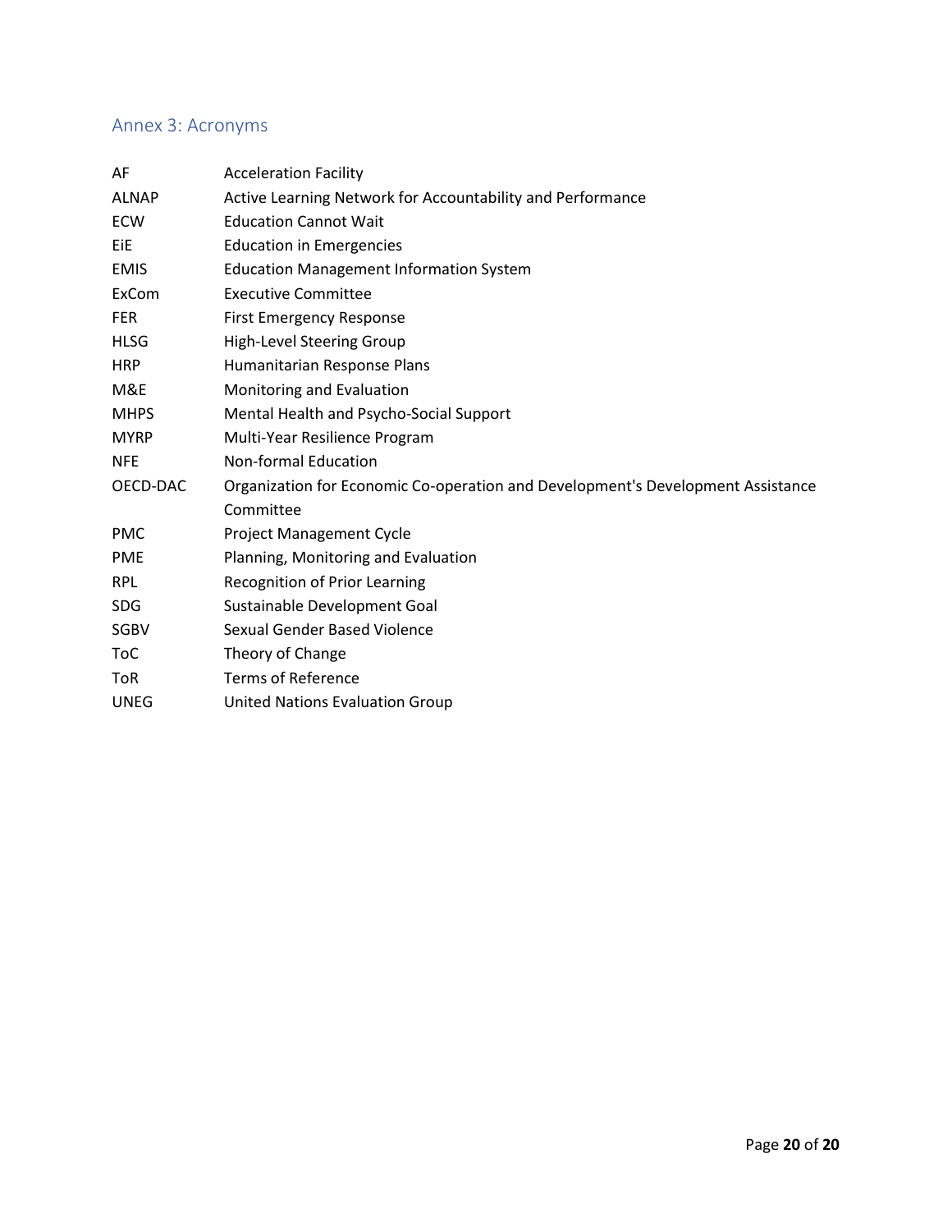## Annex 3: Acronyms

| | |
|---|---|
| AF | Acceleration Facility |
| ALNAP | Active Learning Network for Accountability and Performance |
| ECW | Education Cannot Wait |
| EiE | Education in Emergencies |
| EMIS | Education Management Information System |
| ExCom | Executive Committee |
| FER | First Emergency Response |
| HLSG | High-Level Steering Group |
| HRP | Humanitarian Response Plans |
| M&E | Monitoring and Evaluation |
| MHPS | Mental Health and Psycho-Social Support |
| MYRP | Multi-Year Resilience Program |
| NFE | Non-formal Education |
| OECD-DAC | Organization for Economic Co-operation and Development's Development Assistance Committee |
| PMC | Project Management Cycle |
| PME | Planning, Monitoring and Evaluation |
| RPL | Recognition of Prior Learning |
| SDG | Sustainable Development Goal |
| SGBV | Sexual Gender Based Violence |
| ToC | Theory of Change |
| ToR | Terms of Reference |
| UNEG | United Nations Evaluation Group |